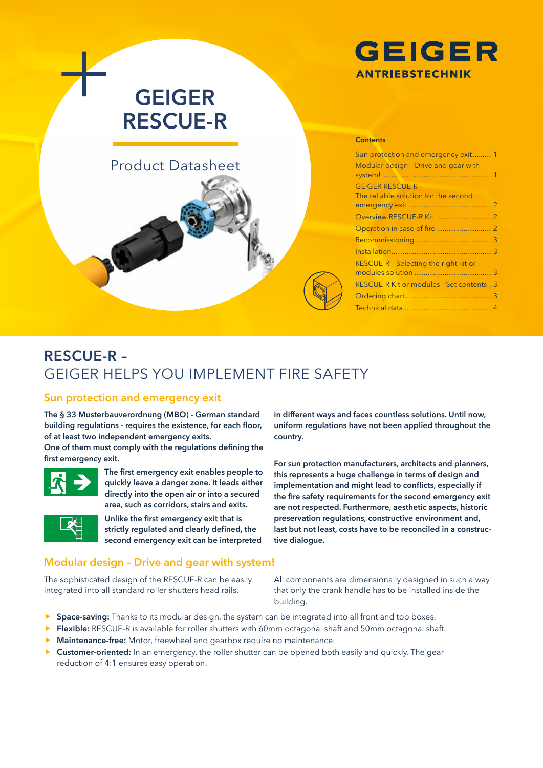# GEIGER RESCUE-R

Product Datasheet

GEIGER
ANTRIEBSTECHNIK

**Contents**

- Sun protection and emergency exit .......... 1
- Modular design – Drive and gear with system! .......... 1
- GEIGER RESCUE-R – The reliable solution for the second emergency exit .......... 2
- Overview RESCUE-R Kit .......... 2
- Operation in case of fire .......... 2
- Recommissioning .......... 3
- Installation .......... 3
- RESCUE-R – Selecting the right kit or modules solution .......... 3
- RESCUE-R Kit or modules - Set contents .......... 3
- Ordering chart .......... 3
- Technical data .......... 4

## RESCUE-R – GEIGER HELPS YOU IMPLEMENT FIRE SAFETY

### Sun protection and emergency exit

**The § 33 Musterbauverordnung (MBO) - German standard building regulations - requires the existence, for each floor, of at least two independent emergency exits.**
**One of them must comply with the regulations defining the first emergency exit.**

**The first emergency exit enables people to quickly leave a danger zone. It leads either directly into the open air or into a secured area, such as corridors, stairs and exits.**

**Unlike the first emergency exit that is strictly regulated and clearly defined, the second emergency exit can be interpreted in different ways and faces countless solutions. Until now, uniform regulations have not been applied throughout the country.**

**For sun protection manufacturers, architects and planners, this represents a huge challenge in terms of design and implementation and might lead to conflicts, especially if the fire safety requirements for the second emergency exit are not respected. Furthermore, aesthetic aspects, historic preservation regulations, constructive environment and, last but not least, costs have to be reconciled in a constructive dialogue.**

### Modular design – Drive and gear with system!

The sophisticated design of the RESCUE-R can be easily integrated into all standard roller shutters head rails.

All components are dimensionally designed in such a way that only the crank handle has to be installed inside the building.

- **Space-saving:** Thanks to its modular design, the system can be integrated into all front and top boxes.
- **Flexible:** RESCUE-R is available for roller shutters with 60mm octagonal shaft and 50mm octagonal shaft.
- **Maintenance-free:** Motor, freewheel and gearbox require no maintenance.
- **Customer-oriented:** In an emergency, the roller shutter can be opened both easily and quickly. The gear reduction of 4:1 ensures easy operation.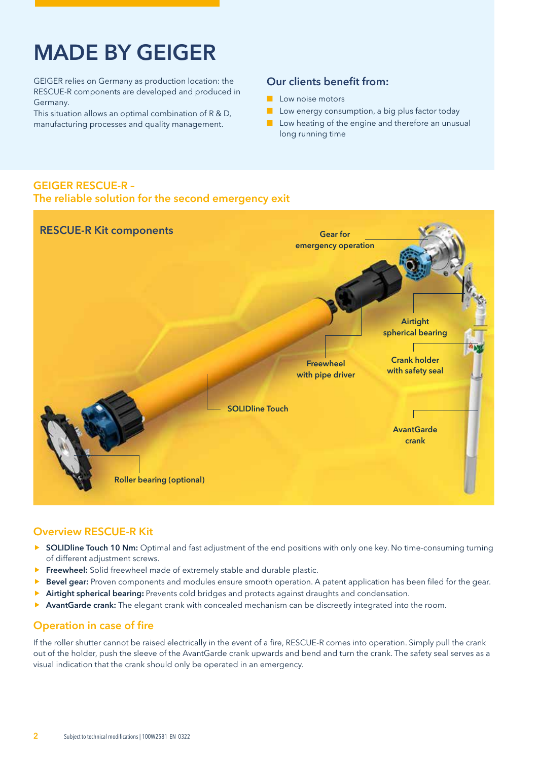# MADE BY GEIGER

GEIGER relies on Germany as production location: the RESCUE-R components are developed and produced in Germany.
This situation allows an optimal combination of R & D, manufacturing processes and quality management.

### Our clients benefit from:

- Low noise motors
- Low energy consumption, a big plus factor today
- Low heating of the engine and therefore an unusual long running time

## GEIGER RESCUE-R – The reliable solution for the second emergency exit

### RESCUE-R Kit components

- Gear for emergency operation
- Airtight spherical bearing
- Crank holder with safety seal
- Freewheel with pipe driver
- SOLIDline Touch
- AvantGarde crank
- Roller bearing (optional)

## Overview RESCUE-R Kit

- **SOLIDline Touch 10 Nm:** Optimal and fast adjustment of the end positions with only one key. No time-consuming turning of different adjustment screws.
- **Freewheel:** Solid freewheel made of extremely stable and durable plastic.
- **Bevel gear:** Proven components and modules ensure smooth operation. A patent application has been filed for the gear.
- **Airtight spherical bearing:** Prevents cold bridges and protects against draughts and condensation.
- **AvantGarde crank:** The elegant crank with concealed mechanism can be discreetly integrated into the room.

## Operation in case of fire

If the roller shutter cannot be raised electrically in the event of a fire, RESCUE-R comes into operation. Simply pull the crank out of the holder, push the sleeve of the AvantGarde crank upwards and bend and turn the crank. The safety seal serves as a visual indication that the crank should only be operated in an emergency.

Subject to technical modifications | 100W2581 EN 0322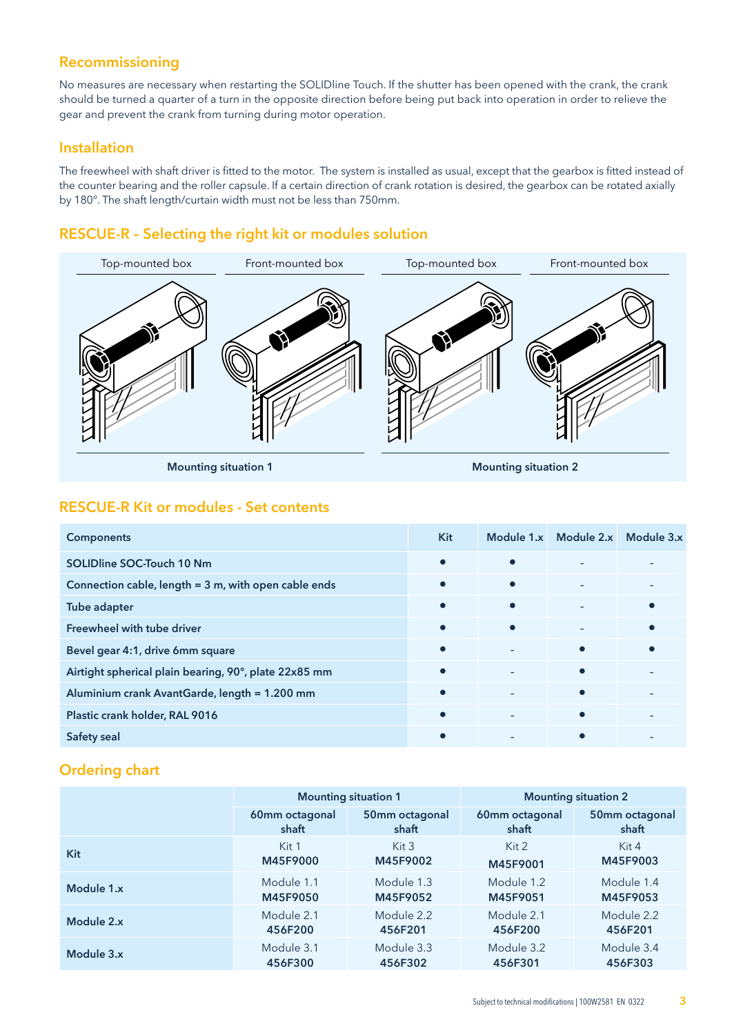## Recommissioning

No measures are necessary when restarting the SOLIDline Touch. If the shutter has been opened with the crank, the crank should be turned a quarter of a turn in the opposite direction before being put back into operation in order to relieve the gear and prevent the crank from turning during motor operation.

## Installation

The freewheel with shaft driver is fitted to the motor. The system is installed as usual, except that the gearbox is fitted instead of the counter bearing and the roller capsule. If a certain direction of crank rotation is desired, the gearbox can be rotated axially by 180°. The shaft length/curtain width must not be less than 750mm.

## RESCUE-R – Selecting the right kit or modules solution

| Top-mounted box | Front-mounted box | Top-mounted box | Front-mounted box |
|---|---|---|---|
| Mounting situation 1 | | Mounting situation 2 | |

## RESCUE-R Kit or modules - Set contents

| Components | Kit | Module 1.x | Module 2.x | Module 3.x |
|---|---|---|---|---|
| SOLIDline SOC-Touch 10 Nm | ● | ● | – | – |
| Connection cable, length = 3 m, with open cable ends | ● | ● | – | – |
| Tube adapter | ● | ● | – | ● |
| Freewheel with tube driver | ● | ● | – | ● |
| Bevel gear 4:1, drive 6mm square | ● | – | ● | ● |
| Airtight spherical plain bearing, 90°, plate 22x85 mm | ● | – | ● | – |
| Aluminium crank AvantGarde, length = 1.200 mm | ● | – | ● | – |
| Plastic crank holder, RAL 9016 | ● | – | ● | – |
| Safety seal | ● | – | ● | – |

## Ordering chart

| | Mounting situation 1 | | Mounting situation 2 | |
|---|---|---|---|---|
| | 60mm octagonal shaft | 50mm octagonal shaft | 60mm octagonal shaft | 50mm octagonal shaft |
| **Kit** | Kit 1 **M45F9000** | Kit 3 **M45F9002** | Kit 2 **M45F9001** | Kit 4 **M45F9003** |
| **Module 1.x** | Module 1.1 **M45F9050** | Module 1.3 **M45F9052** | Module 1.2 **M45F9051** | Module 1.4 **M45F9053** |
| **Module 2.x** | Module 2.1 **456F200** | Module 2.2 **456F201** | Module 2.1 **456F200** | Module 2.2 **456F201** |
| **Module 3.x** | Module 3.1 **456F300** | Module 3.3 **456F302** | Module 3.2 **456F301** | Module 3.4 **456F303** |

Subject to technical modifications | 100W2581 EN 0322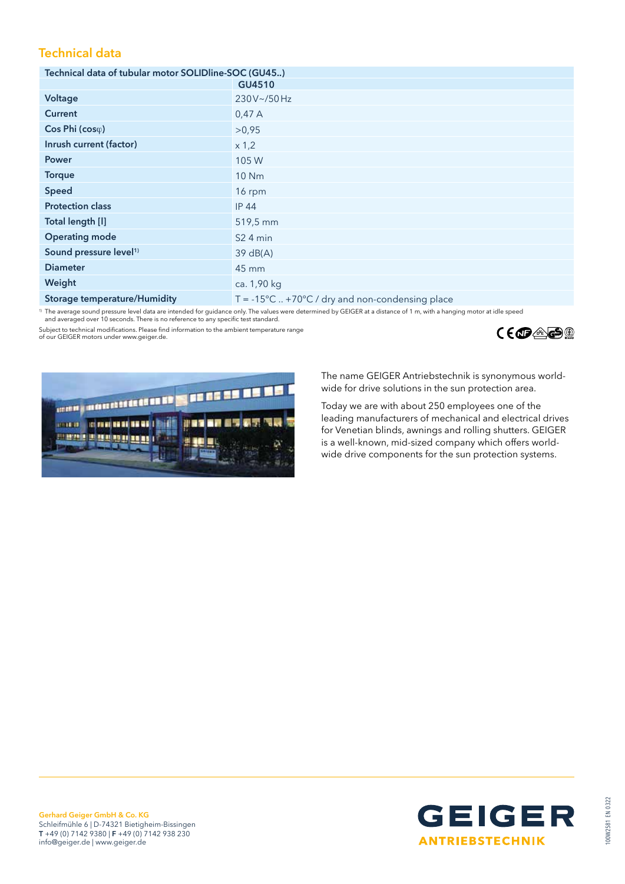## Technical data

| Technical data of tubular motor SOLIDline-SOC (GU45..) | |
|---|---|
| | GU4510 |
| Voltage | 230V~/50Hz |
| Current | 0,47 A |
| Cos Phi (cosφ) | >0,95 |
| Inrush current (factor) | x 1,2 |
| Power | 105 W |
| Torque | 10 Nm |
| Speed | 16 rpm |
| Protection class | IP 44 |
| Total length [l] | 519,5 mm |
| Operating mode | S2 4 min |
| Sound pressure level[1)] | 39 dB(A) |
| Diameter | 45 mm |
| Weight | ca. 1,90 kg |
| Storage temperature/Humidity | T = -15°C .. +70°C / dry and non-condensing place |

[1)] The average sound pressure level data are intended for guidance only. The values were determined by GEIGER at a distance of 1 m, with a hanging motor at idle speed and averaged over 10 seconds. There is no reference to any specific test standard.

Subject to technical modifications. Please find information to the ambient temperature range of our GEIGER motors under www.geiger.de.

The name GEIGER Antriebstechnik is synonymous world-wide for drive solutions in the sun protection area.

Today we are with about 250 employees one of the leading manufacturers of mechanical and electrical drives for Venetian blinds, awnings and rolling shutters. GEIGER is a well-known, mid-sized company which offers world-wide drive components for the sun protection systems.

**Gerhard Geiger GmbH & Co. KG**
Schleifmühle 6 | D-74321 Bietigheim-Bissingen
**T** +49 (0) 7142 9380 | **F** +49 (0) 7142 938 230
info@geiger.de | www.geiger.de

GEIGER ANTRIEBSTECHNIK

100W2581 EN 0322